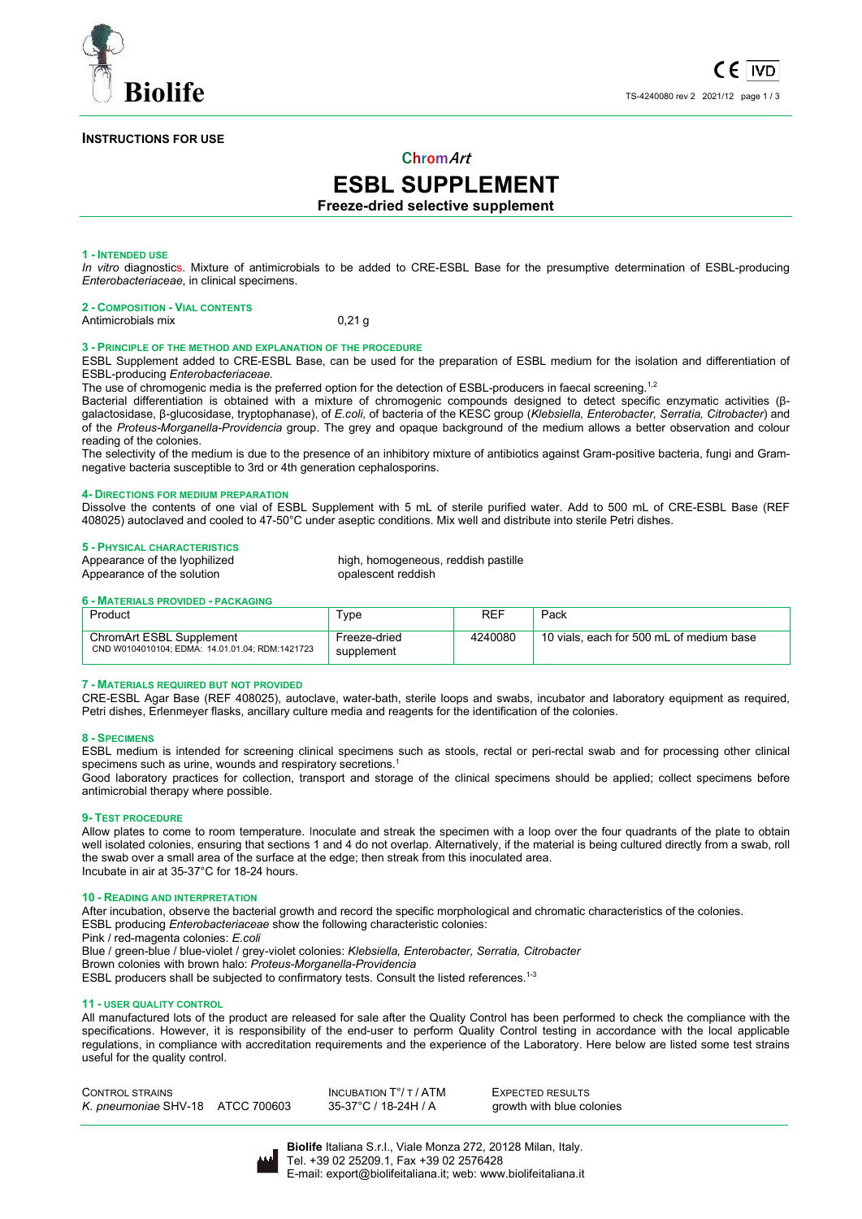**INSTRUCTIONS FOR USE**

# Chrom*Art*

# ESBL SUPPLEMENT

**Freeze-dried selective supplement**

## 1 - INTENDED USE

*In vitro* diagnostics. Mixture of antimicrobials to be added to CRE-ESBL Base for the presumptive determination of ESBL-producing *Enterobacteriaceae*, in clinical specimens.

## 2 - COMPOSITION - VIAL CONTENTS

Antimicrobials mix 0,21 g

## 3 - PRINCIPLE OF THE METHOD AND EXPLANATION OF THE PROCEDURE

ESBL Supplement added to CRE-ESBL Base, can be used for the preparation of ESBL medium for the isolation and differentiation of ESBL-producing *Enterobacteriaceae.*

The use of chromogenic media is the preferred option for the detection of ESBL-producers in faecal screening.[1,2]

Bacterial differentiation is obtained with a mixture of chromogenic compounds designed to detect specific enzymatic activities (β-galactosidase, β-glucosidase, tryptophanase), of *E.coli,* of bacteria of the KESC group (*Klebsiella, Enterobacter, Serratia, Citrobacter*) and of the *Proteus-Morganella-Providencia* group. The grey and opaque background of the medium allows a better observation and colour reading of the colonies.

The selectivity of the medium is due to the presence of an inhibitory mixture of antibiotics against Gram-positive bacteria, fungi and Gram-negative bacteria susceptible to 3rd or 4th generation cephalosporins.

## 4- DIRECTIONS FOR MEDIUM PREPARATION

Dissolve the contents of one vial of ESBL Supplement with 5 mL of sterile purified water. Add to 500 mL of CRE-ESBL Base (REF 408025) autoclaved and cooled to 47-50°C under aseptic conditions. Mix well and distribute into sterile Petri dishes.

## 5 - PHYSICAL CHARACTERISTICS

Appearance of the lyophilized: high, homogeneous, reddish pastille
Appearance of the solution: opalescent reddish

## 6 - MATERIALS PROVIDED - PACKAGING

| Product | Type | REF | Pack |
|---|---|---|---|
| ChromArt ESBL Supplement<br>CND W0104010104; EDMA: 14.01.01.04; RDM:1421723 | Freeze-dried supplement | 4240080 | 10 vials, each for 500 mL of medium base |

## 7 - MATERIALS REQUIRED BUT NOT PROVIDED

CRE-ESBL Agar Base (REF 408025), autoclave, water-bath, sterile loops and swabs, incubator and laboratory equipment as required, Petri dishes, Erlenmeyer flasks, ancillary culture media and reagents for the identification of the colonies.

## 8 - SPECIMENS

ESBL medium is intended for screening clinical specimens such as stools, rectal or peri-rectal swab and for processing other clinical specimens such as urine, wounds and respiratory secretions.[1]

Good laboratory practices for collection, transport and storage of the clinical specimens should be applied; collect specimens before antimicrobial therapy where possible.

## 9- TEST PROCEDURE

Allow plates to come to room temperature. Inoculate and streak the specimen with a loop over the four quadrants of the plate to obtain well isolated colonies, ensuring that sections 1 and 4 do not overlap. Alternatively, if the material is being cultured directly from a swab, roll the swab over a small area of the surface at the edge; then streak from this inoculated area.
Incubate in air at 35-37°C for 18-24 hours.

## 10 - READING AND INTERPRETATION

After incubation, observe the bacterial growth and record the specific morphological and chromatic characteristics of the colonies.
ESBL producing *Enterobacteriaceae* show the following characteristic colonies:
Pink / red-magenta colonies: *E.coli*
Blue / green-blue / blue-violet / grey-violet colonies: *Klebsiella, Enterobacter, Serratia, Citrobacter*
Brown colonies with brown halo: *Proteus-Morganella-Providencia*
ESBL producers shall be subjected to confirmatory tests. Consult the listed references.[1-3]

## 11 - USER QUALITY CONTROL

All manufactured lots of the product are released for sale after the Quality Control has been performed to check the compliance with the specifications. However, it is responsibility of the end-user to perform Quality Control testing in accordance with the local applicable regulations, in compliance with accreditation requirements and the experience of the Laboratory. Here below are listed some test strains useful for the quality control.

| CONTROL STRAINS | INCUBATION T°/ T / ATM | EXPECTED RESULTS |
|---|---|---|
| *K. pneumoniae* SHV-18 ATCC 700603 | 35-37°C / 18-24H / A | growth with blue colonies |

**Biolife** Italiana S.r.l., Viale Monza 272, 20128 Milan, Italy.
Tel. +39 02 25209.1, Fax +39 02 2576428
E-mail: export@biolifeitaliana.it; web: www.biolifeitaliana.it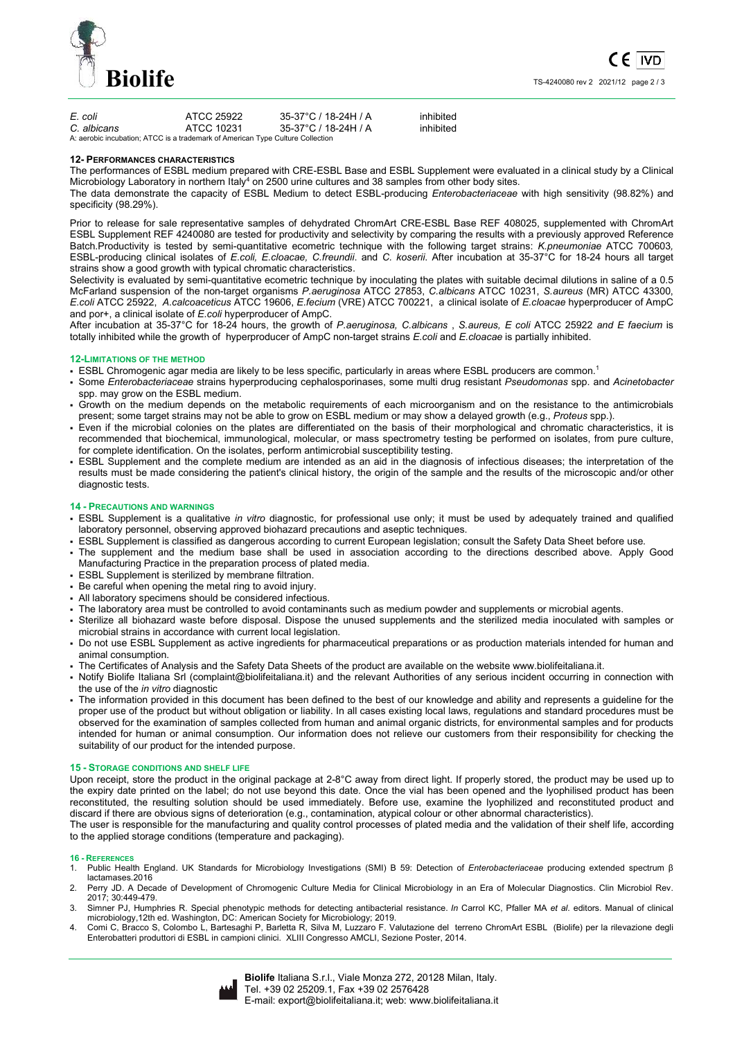| | | | |
|---|---|---|---|
| *E. coli* | ATCC 25922 | 35-37°C / 18-24H / A | inhibited |
| *C. albicans* | ATCC 10231 | 35-37°C / 18-24H / A | inhibited |

A: aerobic incubation; ATCC is a trademark of American Type Culture Collection

## 12- PERFORMANCES CHARACTERISTICS

The performances of ESBL medium prepared with CRE-ESBL Base and ESBL Supplement were evaluated in a clinical study by a Clinical Microbiology Laboratory in northern Italy[4] on 2500 urine cultures and 38 samples from other body sites.

The data demonstrate the capacity of ESBL Medium to detect ESBL-producing *Enterobacteriaceae* with high sensitivity (98.82%) and specificity (98.29%).

Prior to release for sale representative samples of dehydrated ChromArt CRE-ESBL Base REF 408025, supplemented with ChromArt ESBL Supplement REF 4240080 are tested for productivity and selectivity by comparing the results with a previously approved Reference Batch.Productivity is tested by semi-quantitative ecometric technique with the following target strains: *K.pneumoniae* ATCC 700603, ESBL-producing clinical isolates of *E.coli, E.cloacae, C.freundii*. and *C. koserii.* After incubation at 35-37°C for 18-24 hours all target strains show a good growth with typical chromatic characteristics.

Selectivity is evaluated by semi-quantitative ecometric technique by inoculating the plates with suitable decimal dilutions in saline of a 0.5 McFarland suspension of the non-target organisms *P.aeruginosa* ATCC 27853, *C.albicans* ATCC 10231, *S.aureus* (MR) ATCC 43300, *E.coli* ATCC 25922, *A.calcoaceticus* ATCC 19606, *E.fecium* (VRE) ATCC 700221, a clinical isolate of *E.cloacae* hyperproducer of AmpC and por+, a clinical isolate of *E.coli* hyperproducer of AmpC.

After incubation at 35-37°C for 18-24 hours, the growth of *P.aeruginosa, C.albicans* , *S.aureus, E coli* ATCC 25922 *and E faecium* is totally inhibited while the growth of hyperproducer of AmpC non-target strains *E.coli* and *E.cloacae* is partially inhibited.

## 12-LIMITATIONS OF THE METHOD

- ESBL Chromogenic agar media are likely to be less specific, particularly in areas where ESBL producers are common.[1]
- Some *Enterobacteriaceae* strains hyperproducing cephalosporinases, some multi drug resistant *Pseudomonas* spp. and *Acinetobacter* spp. may grow on the ESBL medium.
- Growth on the medium depends on the metabolic requirements of each microorganism and on the resistance to the antimicrobials present; some target strains may not be able to grow on ESBL medium or may show a delayed growth (e.g., *Proteus* spp.).
- Even if the microbial colonies on the plates are differentiated on the basis of their morphological and chromatic characteristics, it is recommended that biochemical, immunological, molecular, or mass spectrometry testing be performed on isolates, from pure culture, for complete identification. On the isolates, perform antimicrobial susceptibility testing.
- ESBL Supplement and the complete medium are intended as an aid in the diagnosis of infectious diseases; the interpretation of the results must be made considering the patient's clinical history, the origin of the sample and the results of the microscopic and/or other diagnostic tests.

## 14 - PRECAUTIONS AND WARNINGS

- ESBL Supplement is a qualitative *in vitro* diagnostic, for professional use only; it must be used by adequately trained and qualified laboratory personnel, observing approved biohazard precautions and aseptic techniques.
- ESBL Supplement is classified as dangerous according to current European legislation; consult the Safety Data Sheet before use.
- The supplement and the medium base shall be used in association according to the directions described above. Apply Good Manufacturing Practice in the preparation process of plated media.
- ESBL Supplement is sterilized by membrane filtration.
- Be careful when opening the metal ring to avoid injury.
- All laboratory specimens should be considered infectious.
- The laboratory area must be controlled to avoid contaminants such as medium powder and supplements or microbial agents.
- Sterilize all biohazard waste before disposal. Dispose the unused supplements and the sterilized media inoculated with samples or microbial strains in accordance with current local legislation.
- Do not use ESBL Supplement as active ingredients for pharmaceutical preparations or as production materials intended for human and animal consumption.
- The Certificates of Analysis and the Safety Data Sheets of the product are available on the website www.biolifeitaliana.it.
- Notify Biolife Italiana Srl (complaint@biolifeitaliana.it) and the relevant Authorities of any serious incident occurring in connection with the use of the *in vitro* diagnostic
- The information provided in this document has been defined to the best of our knowledge and ability and represents a guideline for the proper use of the product but without obligation or liability. In all cases existing local laws, regulations and standard procedures must be observed for the examination of samples collected from human and animal organic districts, for environmental samples and for products intended for human or animal consumption. Our information does not relieve our customers from their responsibility for checking the suitability of our product for the intended purpose.

## 15 - STORAGE CONDITIONS AND SHELF LIFE

Upon receipt, store the product in the original package at 2-8°C away from direct light. If properly stored, the product may be used up to the expiry date printed on the label; do not use beyond this date. Once the vial has been opened and the lyophilised product has been reconstituted, the resulting solution should be used immediately. Before use, examine the lyophilized and reconstituted product and discard if there are obvious signs of deterioration (e.g., contamination, atypical colour or other abnormal characteristics).

The user is responsible for the manufacturing and quality control processes of plated media and the validation of their shelf life, according to the applied storage conditions (temperature and packaging).

## 16 - REFERENCES

1. Public Health England. UK Standards for Microbiology Investigations (SMI) B 59: Detection of *Enterobacteriaceae* producing extended spectrum β lactamases.2016
2. Perry JD. A Decade of Development of Chromogenic Culture Media for Clinical Microbiology in an Era of Molecular Diagnostics. Clin Microbiol Rev. 2017; 30:449-479.
3. Simner PJ, Humphries R. Special phenotypic methods for detecting antibacterial resistance. *In* Carrol KC, Pfaller MA *et al.* editors. Manual of clinical microbiology,12th ed. Washington, DC: American Society for Microbiology; 2019.
4. Comi C, Bracco S, Colombo L, Bartesaghi P, Barletta R, Silva M, Luzzaro F. Valutazione del terreno ChromArt ESBL (Biolife) per la rilevazione degli Enterobatteri produttori di ESBL in campioni clinici. XLIII Congresso AMCLI, Sezione Poster, 2014.

**Biolife** Italiana S.r.l., Viale Monza 272, 20128 Milan, Italy.
Tel. +39 02 25209.1, Fax +39 02 2576428
E-mail: export@biolifeitaliana.it; web: www.biolifeitaliana.it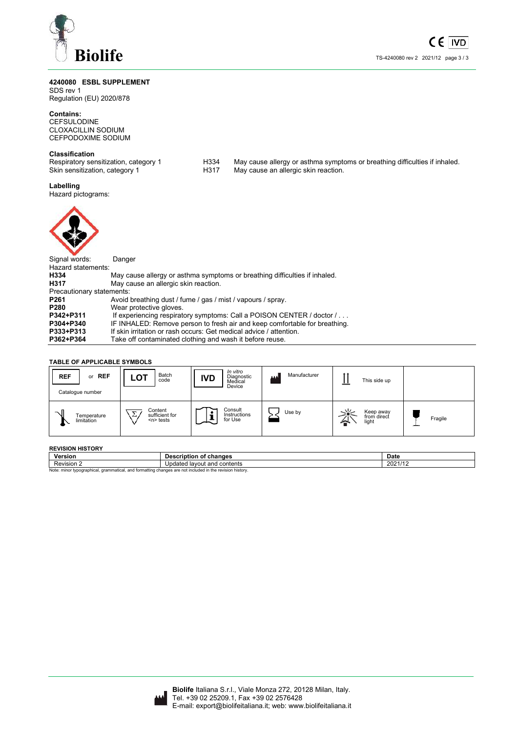**4240080 ESBL SUPPLEMENT**
SDS rev 1
Regulation (EU) 2020/878

**Contains:**
CEFSULODINE
CLOXACILLIN SODIUM
CEFPODOXIME SODIUM

**Classification**

| | | |
|---|---|---|
| Respiratory sensitization, category 1 | H334 | May cause allergy or asthma symptoms or breathing difficulties if inhaled. |
| Skin sensitization, category 1 | H317 | May cause an allergic skin reaction. |

**Labelling**
Hazard pictograms:

Signal words: Danger

Hazard statements:

| | |
|---|---|
| **H334** | May cause allergy or asthma symptoms or breathing difficulties if inhaled. |
| **H317** | May cause an allergic skin reaction. |

Precautionary statements:

| | |
|---|---|
| **P261** | Avoid breathing dust / fume / gas / mist / vapours / spray. |
| **P280** | Wear protective gloves. |
| **P342+P311** | If experiencing respiratory symptoms: Call a POISON CENTER / doctor / . . . |
| **P304+P340** | IF INHALED: Remove person to fresh air and keep comfortable for breathing. |
| **P333+P313** | If skin irritation or rash occurs: Get medical advice / attention. |
| **P362+P364** | Take off contaminated clothing and wash it before reuse. |

**TABLE OF APPLICABLE SYMBOLS**

| | | | | | |
|---|---|---|---|---|---|
| REF or REF Catalogue number | LOT Batch code | IVD *In vitro* Diagnostic Medical Device | Manufacturer | This side up | |
| Temperature limitation | Content sufficient for <n> tests | Consult Instructions for Use | Use by | Keep away from direct light | Fragile |

**REVISION HISTORY**

| Version | Description of changes | Date |
|---|---|---|
| Revision 2 | Updated layout and contents | 2021/12 |

Note: minor typographical, grammatical, and formatting changes are not included in the revision history.

**Biolife** Italiana S.r.l., Viale Monza 272, 20128 Milan, Italy.
Tel. +39 02 25209.1, Fax +39 02 2576428
E-mail: export@biolifeitaliana.it; web: www.biolifeitaliana.it